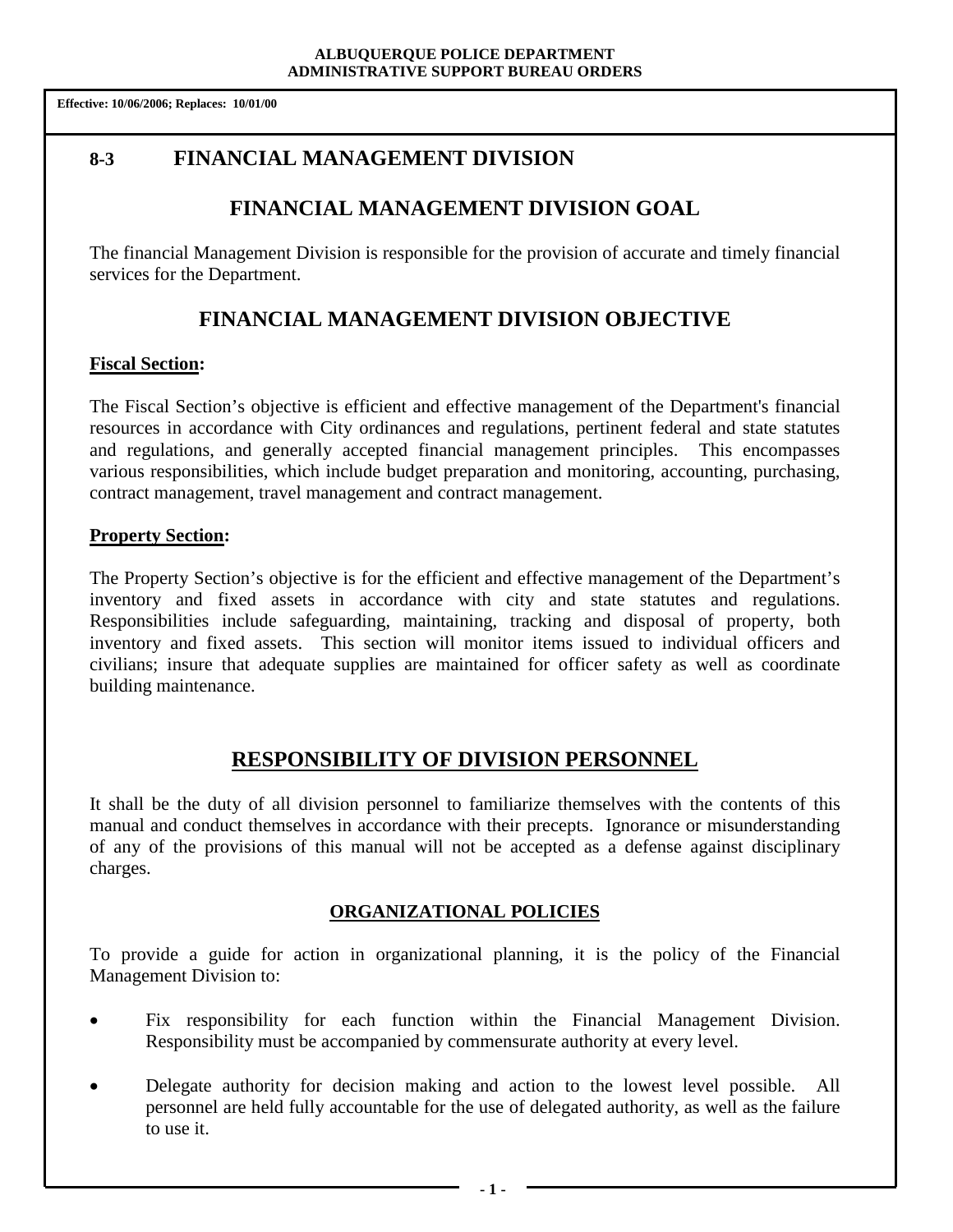**ALBUQUERQUE POLICE DEPARTMENT**
**ADMINISTRATIVE SUPPORT BUREAU ORDERS**

**Effective: 10/06/2006; Replaces: 10/01/00**

# 8-3 FINANCIAL MANAGEMENT DIVISION

## FINANCIAL MANAGEMENT DIVISION GOAL

The financial Management Division is responsible for the provision of accurate and timely financial services for the Department.

## FINANCIAL MANAGEMENT DIVISION OBJECTIVE

**Fiscal Section:**

The Fiscal Section's objective is efficient and effective management of the Department's financial resources in accordance with City ordinances and regulations, pertinent federal and state statutes and regulations, and generally accepted financial management principles. This encompasses various responsibilities, which include budget preparation and monitoring, accounting, purchasing, contract management, travel management and contract management.

**Property Section:**

The Property Section's objective is for the efficient and effective management of the Department's inventory and fixed assets in accordance with city and state statutes and regulations. Responsibilities include safeguarding, maintaining, tracking and disposal of property, both inventory and fixed assets. This section will monitor items issued to individual officers and civilians; insure that adequate supplies are maintained for officer safety as well as coordinate building maintenance.

## RESPONSIBILITY OF DIVISION PERSONNEL

It shall be the duty of all division personnel to familiarize themselves with the contents of this manual and conduct themselves in accordance with their precepts. Ignorance or misunderstanding of any of the provisions of this manual will not be accepted as a defense against disciplinary charges.

### ORGANIZATIONAL POLICIES

To provide a guide for action in organizational planning, it is the policy of the Financial Management Division to:

- Fix responsibility for each function within the Financial Management Division. Responsibility must be accompanied by commensurate authority at every level.
- Delegate authority for decision making and action to the lowest level possible. All personnel are held fully accountable for the use of delegated authority, as well as the failure to use it.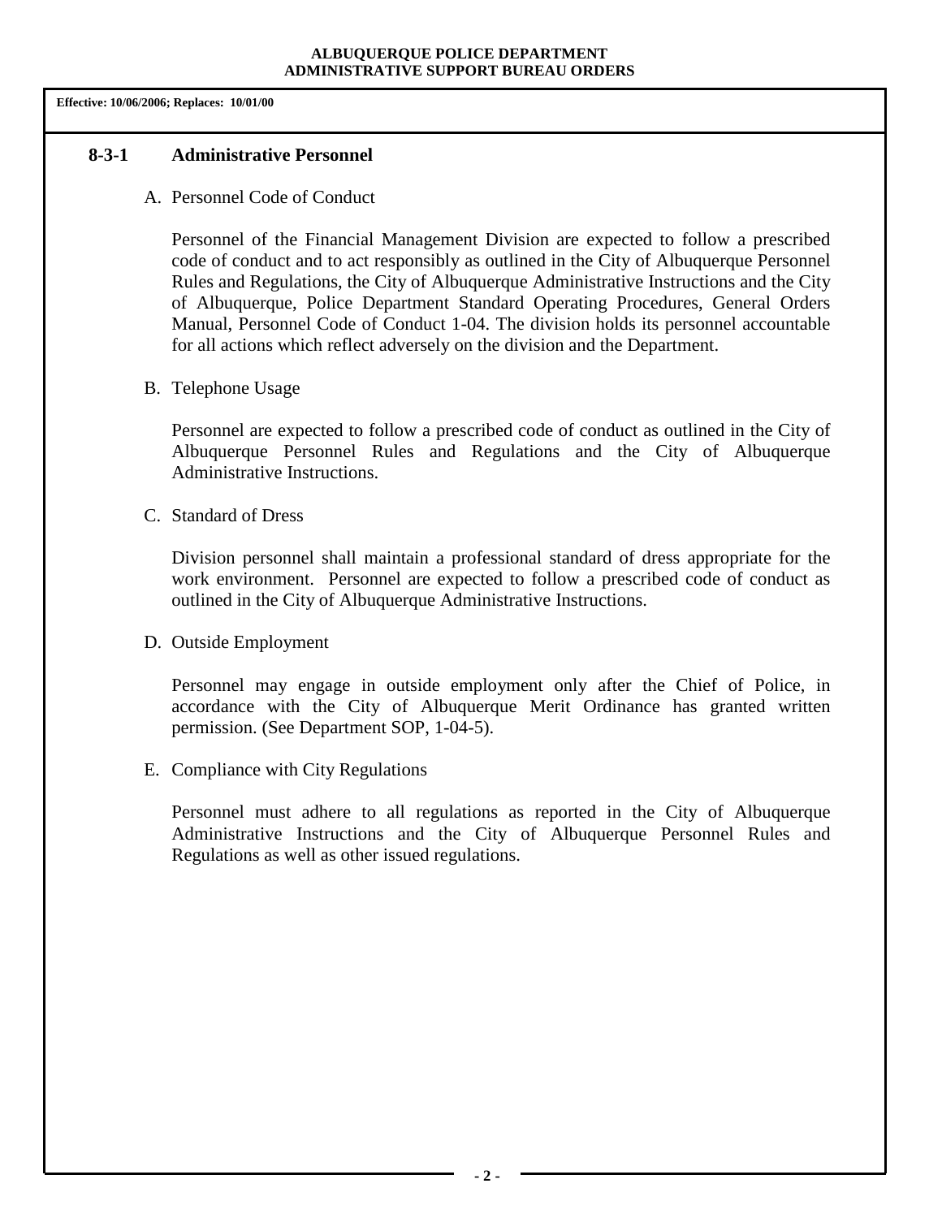**Effective: 10/06/2006; Replaces: 10/01/00**

## 8-3-1 Administrative Personnel

A. Personnel Code of Conduct

Personnel of the Financial Management Division are expected to follow a prescribed code of conduct and to act responsibly as outlined in the City of Albuquerque Personnel Rules and Regulations, the City of Albuquerque Administrative Instructions and the City of Albuquerque, Police Department Standard Operating Procedures, General Orders Manual, Personnel Code of Conduct 1-04. The division holds its personnel accountable for all actions which reflect adversely on the division and the Department.

B. Telephone Usage

Personnel are expected to follow a prescribed code of conduct as outlined in the City of Albuquerque Personnel Rules and Regulations and the City of Albuquerque Administrative Instructions.

C. Standard of Dress

Division personnel shall maintain a professional standard of dress appropriate for the work environment. Personnel are expected to follow a prescribed code of conduct as outlined in the City of Albuquerque Administrative Instructions.

D. Outside Employment

Personnel may engage in outside employment only after the Chief of Police, in accordance with the City of Albuquerque Merit Ordinance has granted written permission. (See Department SOP, 1-04-5).

E. Compliance with City Regulations

Personnel must adhere to all regulations as reported in the City of Albuquerque Administrative Instructions and the City of Albuquerque Personnel Rules and Regulations as well as other issued regulations.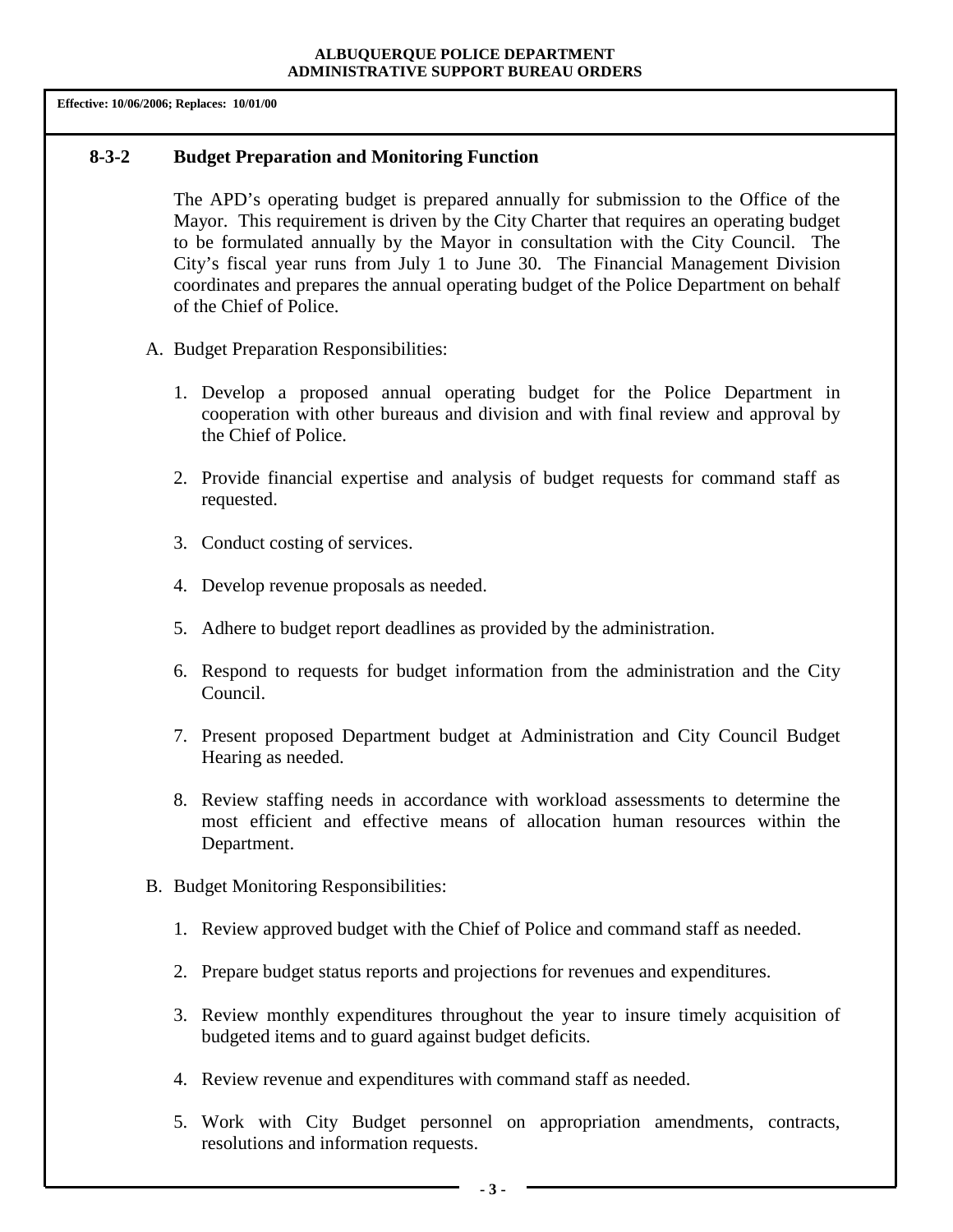Effective: 10/06/2006; Replaces: 10/01/00

## 8-3-2 Budget Preparation and Monitoring Function

The APD's operating budget is prepared annually for submission to the Office of the Mayor. This requirement is driven by the City Charter that requires an operating budget to be formulated annually by the Mayor in consultation with the City Council. The City's fiscal year runs from July 1 to June 30. The Financial Management Division coordinates and prepares the annual operating budget of the Police Department on behalf of the Chief of Police.

A. Budget Preparation Responsibilities:

1. Develop a proposed annual operating budget for the Police Department in cooperation with other bureaus and division and with final review and approval by the Chief of Police.

2. Provide financial expertise and analysis of budget requests for command staff as requested.

3. Conduct costing of services.

4. Develop revenue proposals as needed.

5. Adhere to budget report deadlines as provided by the administration.

6. Respond to requests for budget information from the administration and the City Council.

7. Present proposed Department budget at Administration and City Council Budget Hearing as needed.

8. Review staffing needs in accordance with workload assessments to determine the most efficient and effective means of allocation human resources within the Department.

B. Budget Monitoring Responsibilities:

1. Review approved budget with the Chief of Police and command staff as needed.

2. Prepare budget status reports and projections for revenues and expenditures.

3. Review monthly expenditures throughout the year to insure timely acquisition of budgeted items and to guard against budget deficits.

4. Review revenue and expenditures with command staff as needed.

5. Work with City Budget personnel on appropriation amendments, contracts, resolutions and information requests.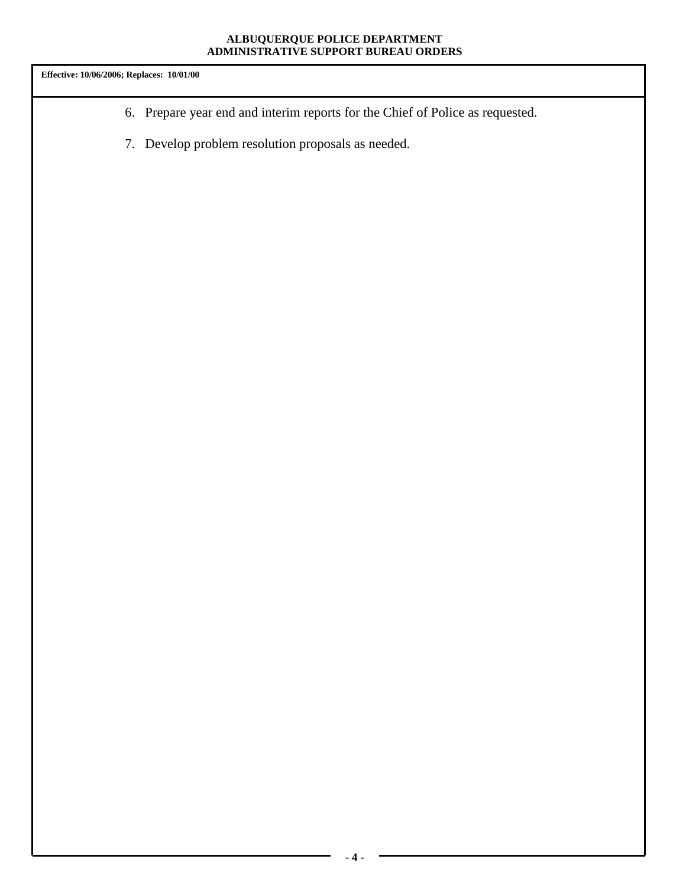6. Prepare year end and interim reports for the Chief of Police as requested.

7. Develop problem resolution proposals as needed.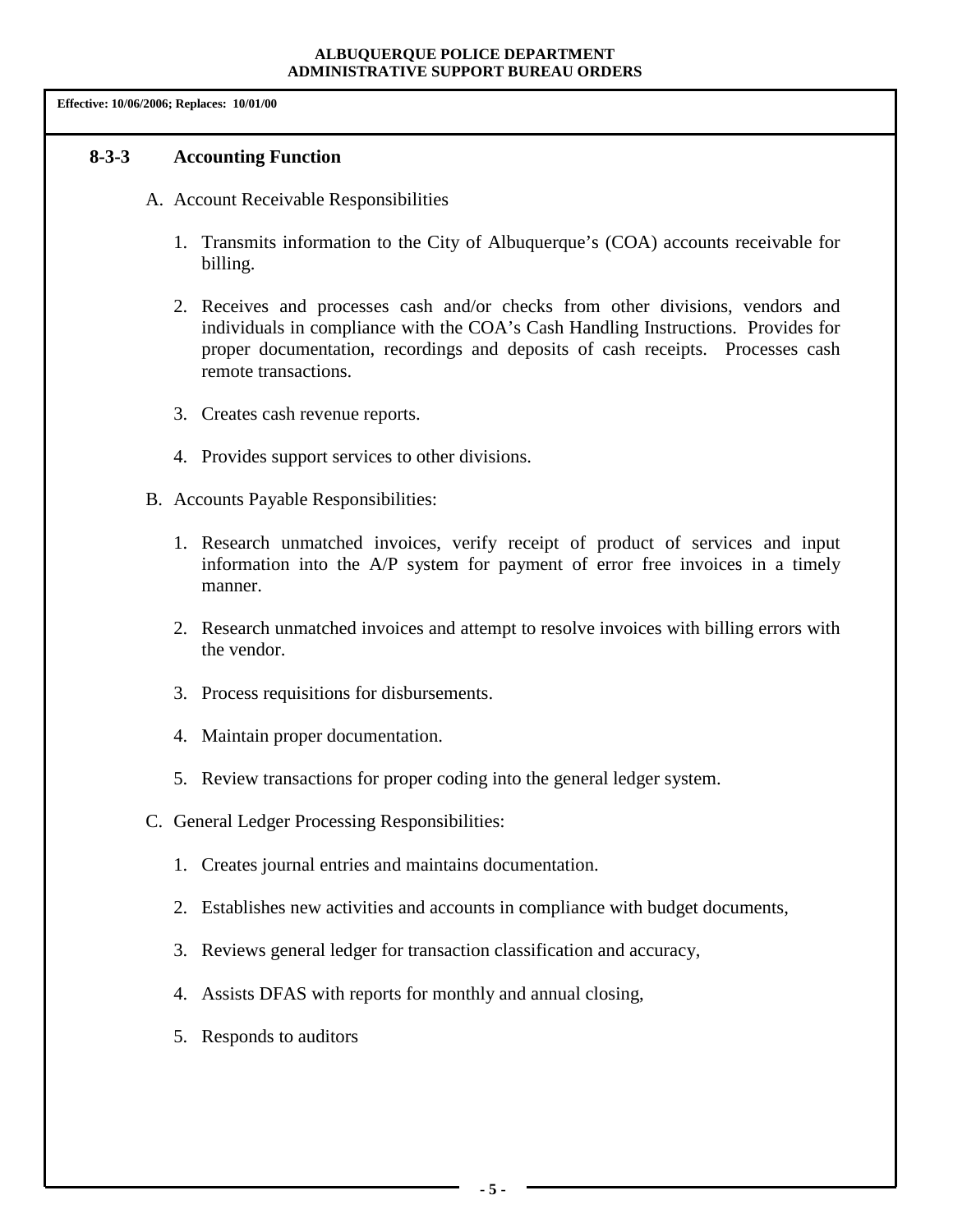Effective: 10/06/2006; Replaces: 10/01/00

## 8-3-3 Accounting Function

A. Account Receivable Responsibilities

1. Transmits information to the City of Albuquerque's (COA) accounts receivable for billing.

2. Receives and processes cash and/or checks from other divisions, vendors and individuals in compliance with the COA's Cash Handling Instructions. Provides for proper documentation, recordings and deposits of cash receipts. Processes cash remote transactions.

3. Creates cash revenue reports.

4. Provides support services to other divisions.

B. Accounts Payable Responsibilities:

1. Research unmatched invoices, verify receipt of product of services and input information into the A/P system for payment of error free invoices in a timely manner.

2. Research unmatched invoices and attempt to resolve invoices with billing errors with the vendor.

3. Process requisitions for disbursements.

4. Maintain proper documentation.

5. Review transactions for proper coding into the general ledger system.

C. General Ledger Processing Responsibilities:

1. Creates journal entries and maintains documentation.

2. Establishes new activities and accounts in compliance with budget documents,

3. Reviews general ledger for transaction classification and accuracy,

4. Assists DFAS with reports for monthly and annual closing,

5. Responds to auditors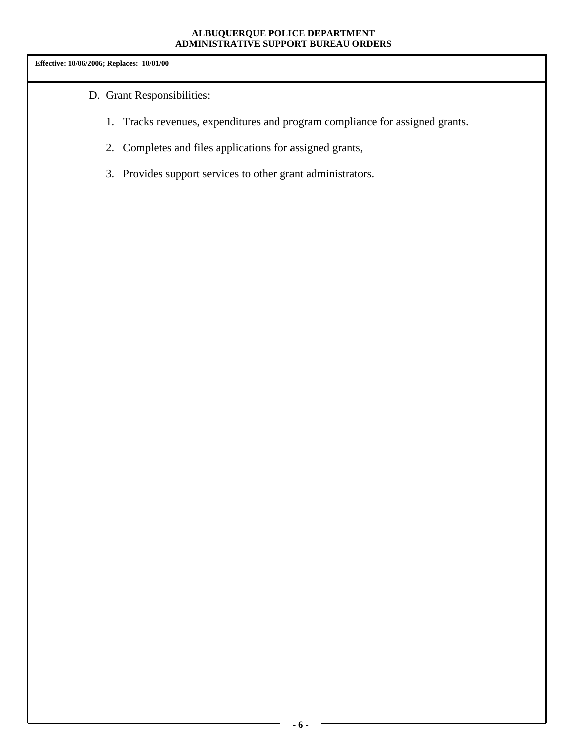Effective: 10/06/2006; Replaces: 10/01/00

D. Grant Responsibilities:

   1. Tracks revenues, expenditures and program compliance for assigned grants.

   2. Completes and files applications for assigned grants,

   3. Provides support services to other grant administrators.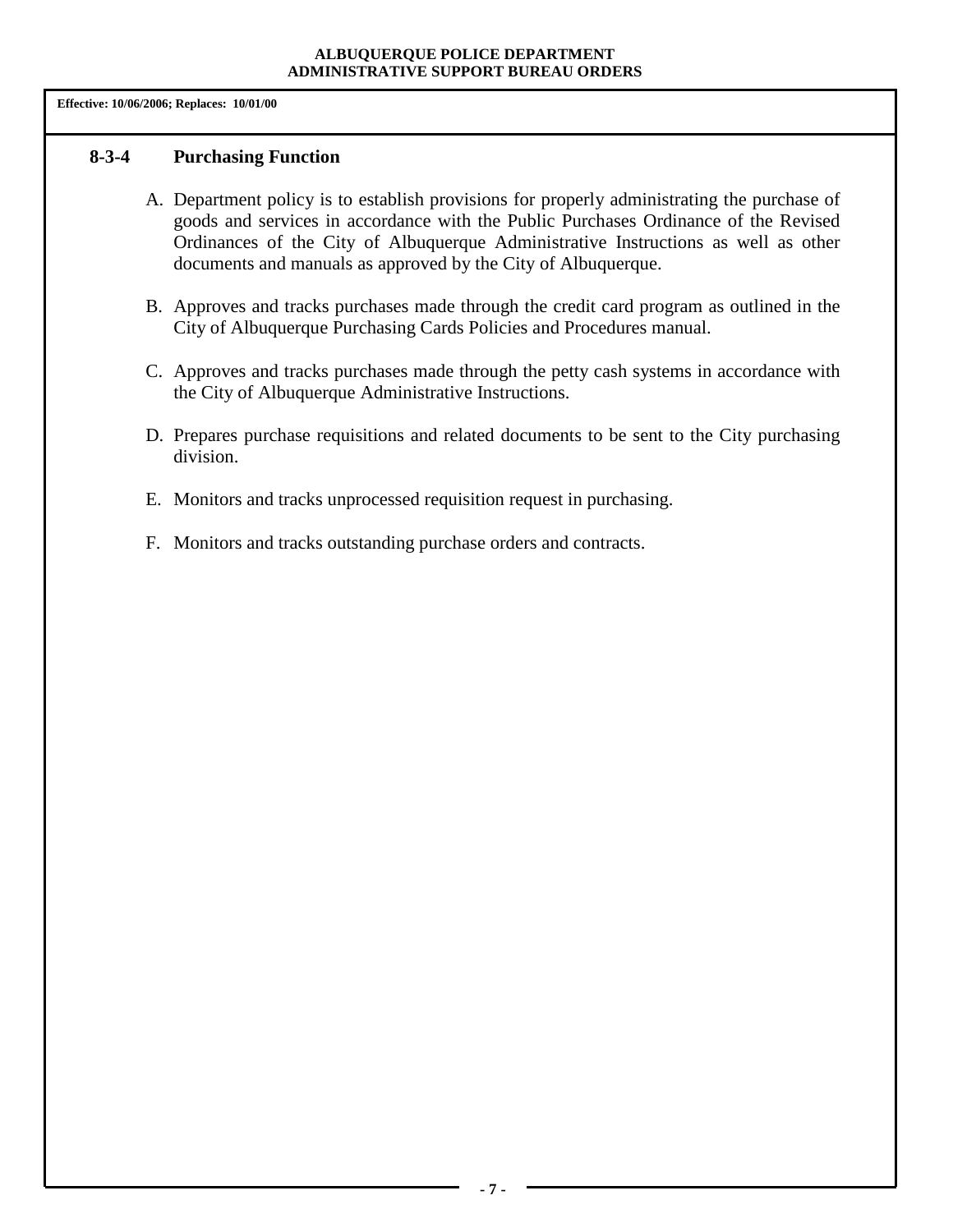Effective: 10/06/2006; Replaces: 10/01/00

### 8-3-4 Purchasing Function

A. Department policy is to establish provisions for properly administrating the purchase of goods and services in accordance with the Public Purchases Ordinance of the Revised Ordinances of the City of Albuquerque Administrative Instructions as well as other documents and manuals as approved by the City of Albuquerque.

B. Approves and tracks purchases made through the credit card program as outlined in the City of Albuquerque Purchasing Cards Policies and Procedures manual.

C. Approves and tracks purchases made through the petty cash systems in accordance with the City of Albuquerque Administrative Instructions.

D. Prepares purchase requisitions and related documents to be sent to the City purchasing division.

E. Monitors and tracks unprocessed requisition request in purchasing.

F. Monitors and tracks outstanding purchase orders and contracts.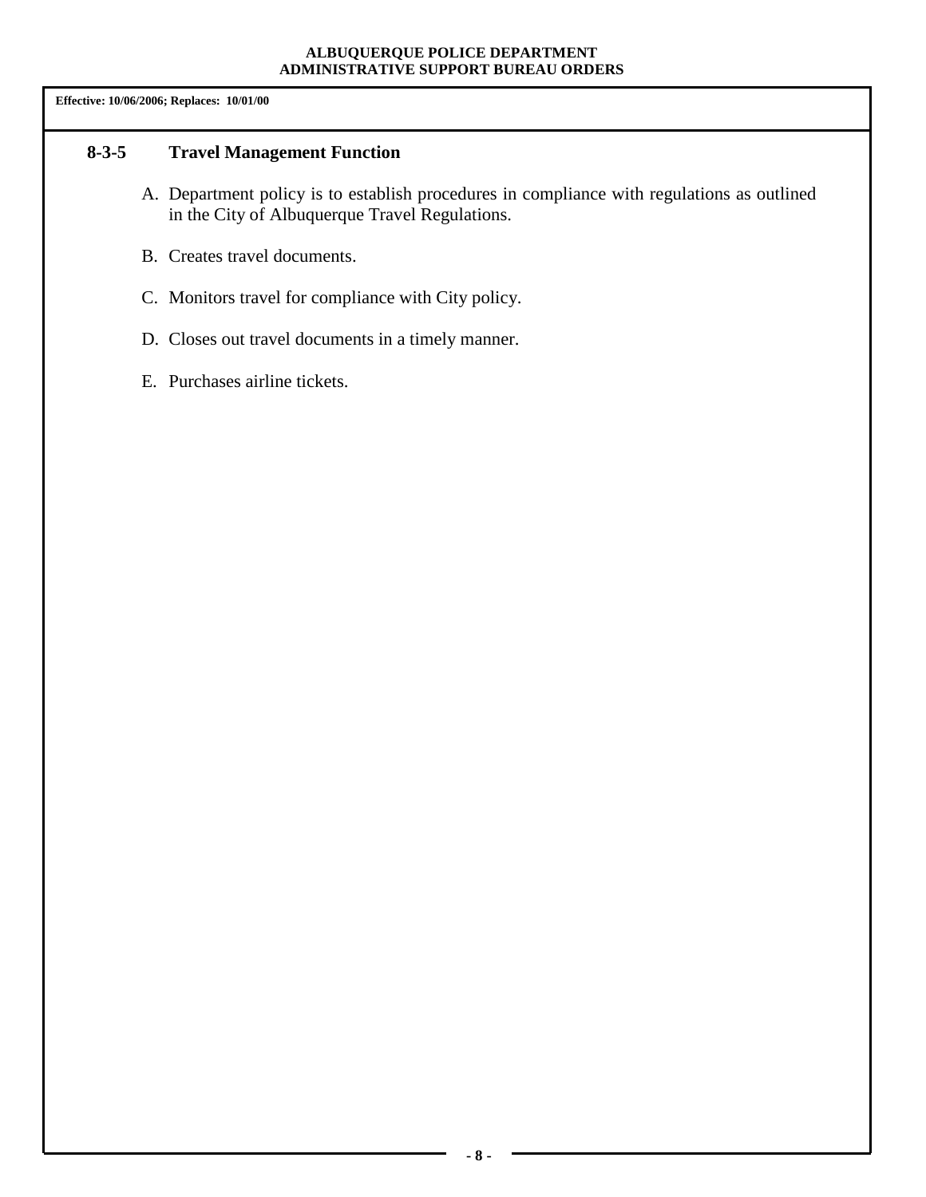Effective: 10/06/2006; Replaces: 10/01/00

## 8-3-5 Travel Management Function

A. Department policy is to establish procedures in compliance with regulations as outlined in the City of Albuquerque Travel Regulations.

B. Creates travel documents.

C. Monitors travel for compliance with City policy.

D. Closes out travel documents in a timely manner.

E. Purchases airline tickets.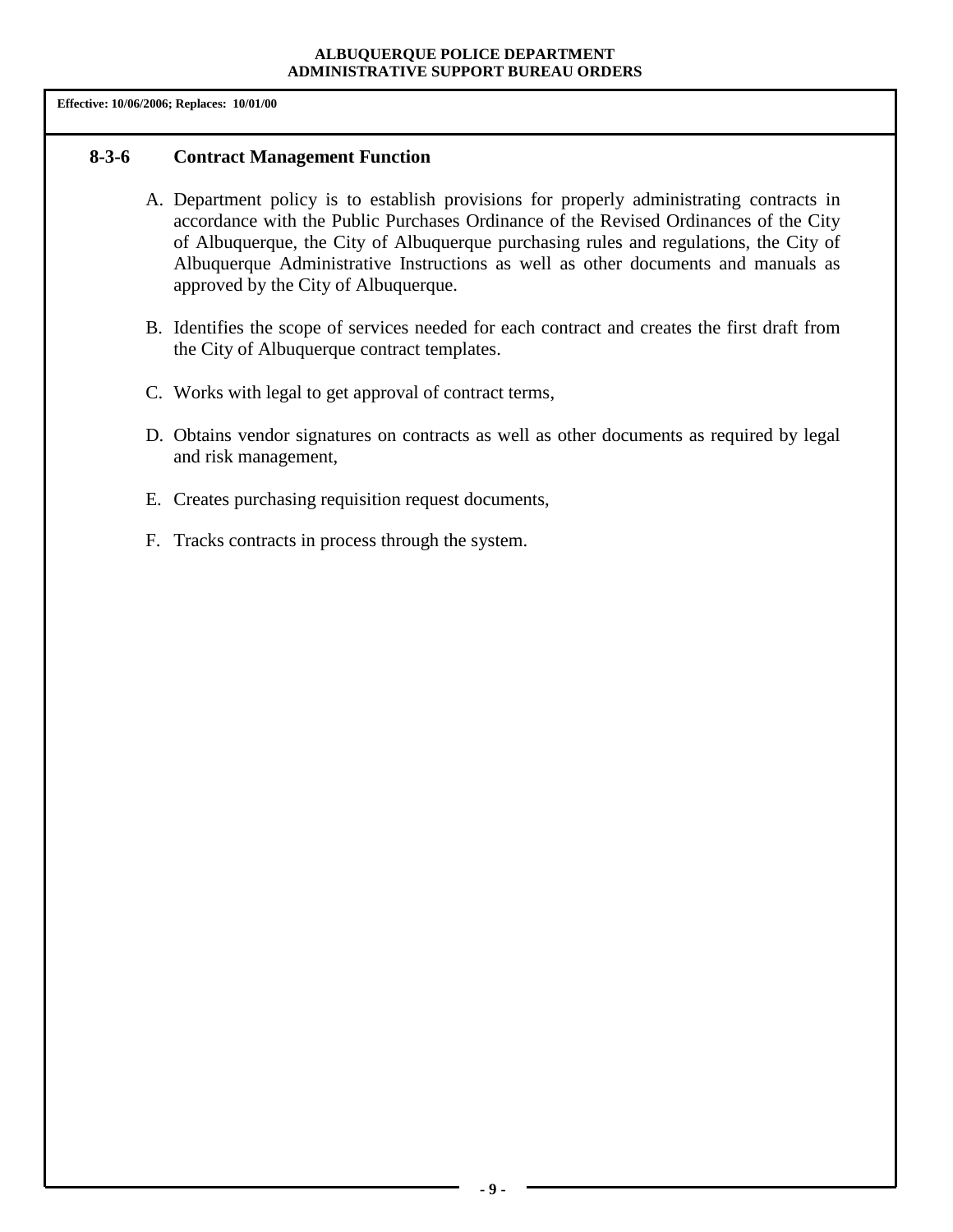**Effective: 10/06/2006; Replaces: 10/01/00**

## 8-3-6 Contract Management Function

A. Department policy is to establish provisions for properly administrating contracts in accordance with the Public Purchases Ordinance of the Revised Ordinances of the City of Albuquerque, the City of Albuquerque purchasing rules and regulations, the City of Albuquerque Administrative Instructions as well as other documents and manuals as approved by the City of Albuquerque.

B. Identifies the scope of services needed for each contract and creates the first draft from the City of Albuquerque contract templates.

C. Works with legal to get approval of contract terms,

D. Obtains vendor signatures on contracts as well as other documents as required by legal and risk management,

E. Creates purchasing requisition request documents,

F. Tracks contracts in process through the system.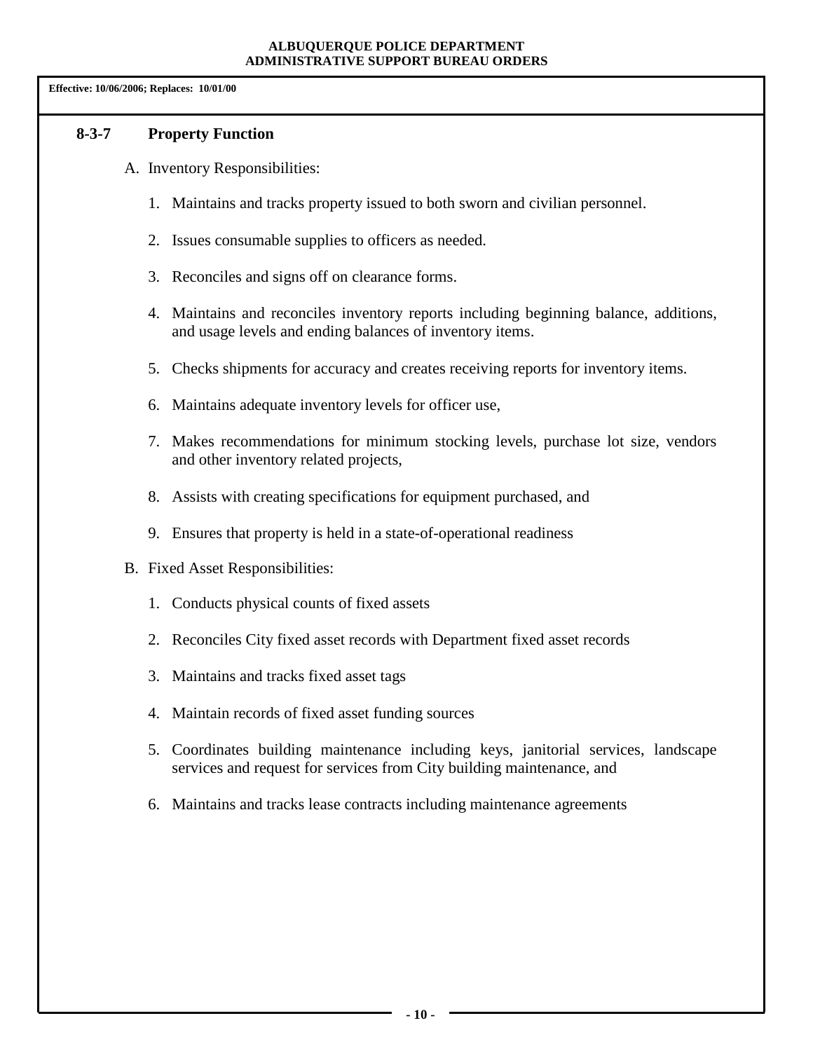Effective: 10/06/2006; Replaces: 10/01/00

## 8-3-7 Property Function

A. Inventory Responsibilities:

1. Maintains and tracks property issued to both sworn and civilian personnel.
2. Issues consumable supplies to officers as needed.
3. Reconciles and signs off on clearance forms.
4. Maintains and reconciles inventory reports including beginning balance, additions, and usage levels and ending balances of inventory items.
5. Checks shipments for accuracy and creates receiving reports for inventory items.
6. Maintains adequate inventory levels for officer use,
7. Makes recommendations for minimum stocking levels, purchase lot size, vendors and other inventory related projects,
8. Assists with creating specifications for equipment purchased, and
9. Ensures that property is held in a state-of-operational readiness

B. Fixed Asset Responsibilities:

1. Conducts physical counts of fixed assets
2. Reconciles City fixed asset records with Department fixed asset records
3. Maintains and tracks fixed asset tags
4. Maintain records of fixed asset funding sources
5. Coordinates building maintenance including keys, janitorial services, landscape services and request for services from City building maintenance, and
6. Maintains and tracks lease contracts including maintenance agreements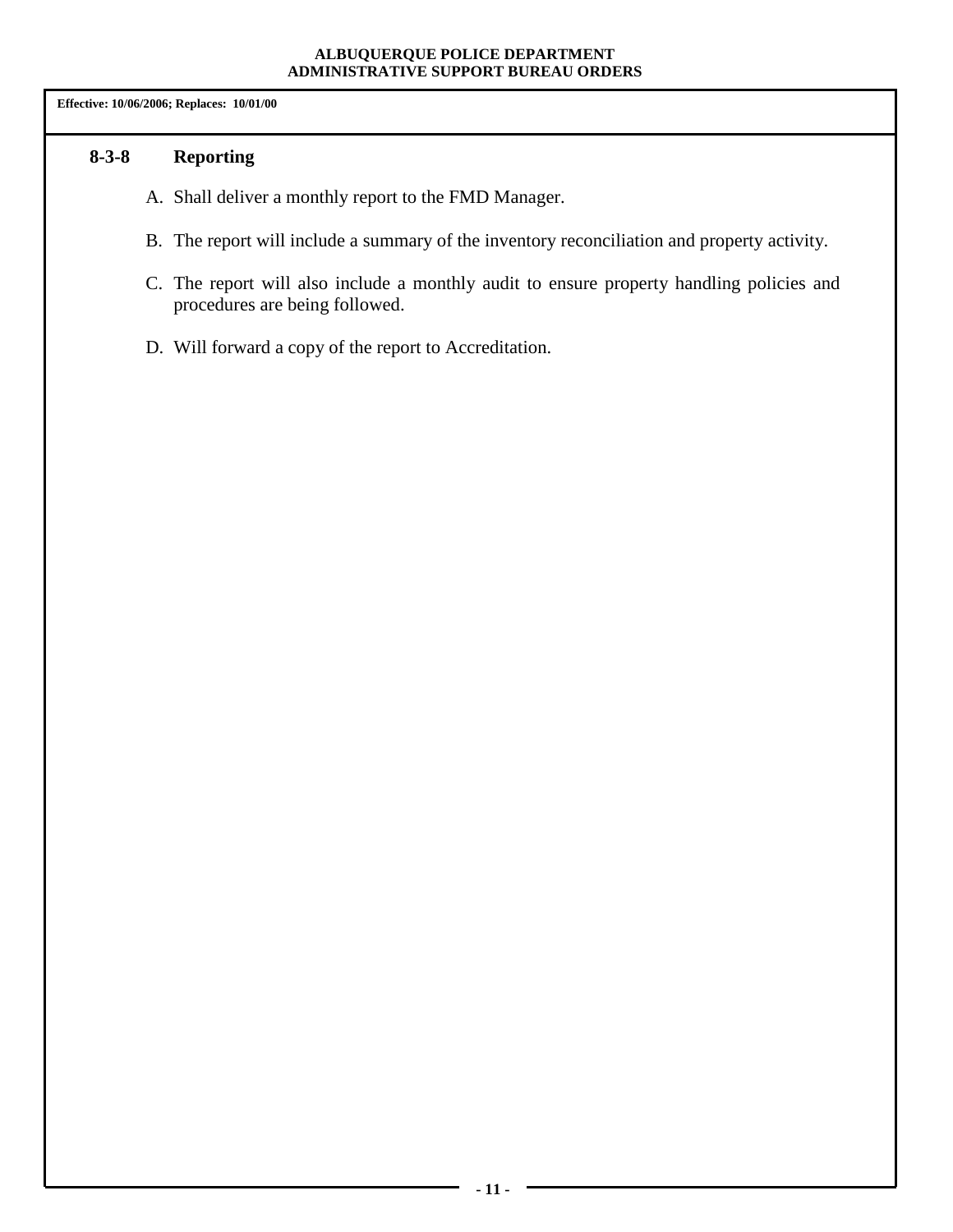Effective: 10/06/2006; Replaces: 10/01/00

## 8-3-8 Reporting

A. Shall deliver a monthly report to the FMD Manager.

B. The report will include a summary of the inventory reconciliation and property activity.

C. The report will also include a monthly audit to ensure property handling policies and procedures are being followed.

D. Will forward a copy of the report to Accreditation.